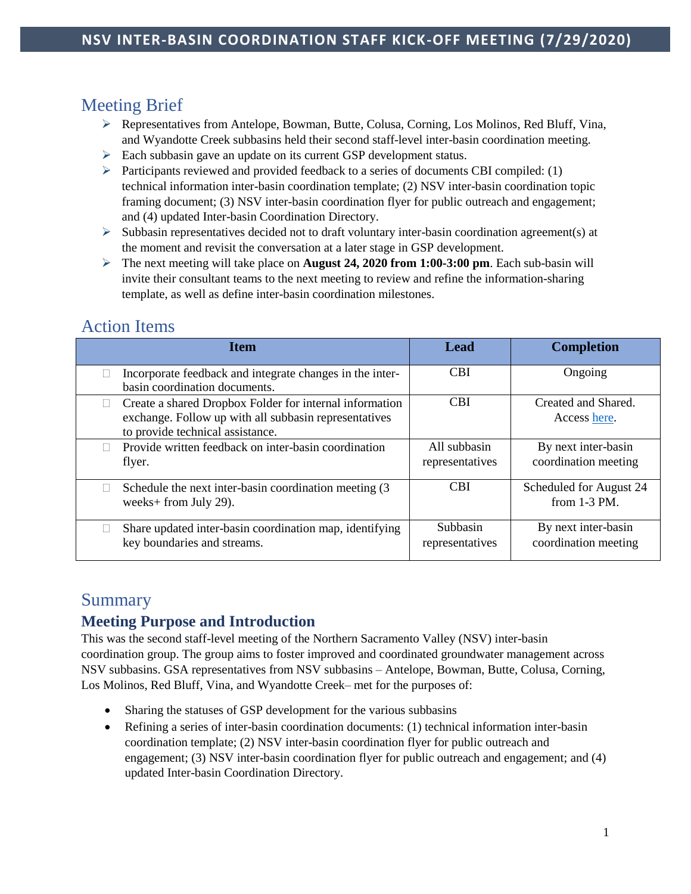# NSV INTER-BASIN COORDINATION STAFF KICK-OFF MEETING (7/29/2020)

## Meeting Brief

- Representatives from Antelope, Bowman, Butte, Colusa, Corning, Los Molinos, Red Bluff, Vina, and Wyandotte Creek subbasins held their second staff-level inter-basin coordination meeting.
- Each subbasin gave an update on its current GSP development status.
- Participants reviewed and provided feedback to a series of documents CBI compiled: (1) technical information inter-basin coordination template; (2) NSV inter-basin coordination topic framing document; (3) NSV inter-basin coordination flyer for public outreach and engagement; and (4) updated Inter-basin Coordination Directory.
- Subbasin representatives decided not to draft voluntary inter-basin coordination agreement(s) at the moment and revisit the conversation at a later stage in GSP development.
- The next meeting will take place on **August 24, 2020 from 1:00-3:00 pm**. Each sub-basin will invite their consultant teams to the next meeting to review and refine the information-sharing template, as well as define inter-basin coordination milestones.

## Action Items

| Item | Lead | Completion |
|---|---|---|
| ☐ Incorporate feedback and integrate changes in the inter-basin coordination documents. | CBI | Ongoing |
| ☐ Create a shared Dropbox Folder for internal information exchange. Follow up with all subbasin representatives to provide technical assistance. | CBI | Created and Shared. Access here. |
| ☐ Provide written feedback on inter-basin coordination flyer. | All subbasin representatives | By next inter-basin coordination meeting |
| ☐ Schedule the next inter-basin coordination meeting (3 weeks+ from July 29). | CBI | Scheduled for August 24 from 1-3 PM. |
| ☐ Share updated inter-basin coordination map, identifying key boundaries and streams. | Subbasin representatives | By next inter-basin coordination meeting |

## Summary

### Meeting Purpose and Introduction

This was the second staff-level meeting of the Northern Sacramento Valley (NSV) inter-basin coordination group. The group aims to foster improved and coordinated groundwater management across NSV subbasins. GSA representatives from NSV subbasins – Antelope, Bowman, Butte, Colusa, Corning, Los Molinos, Red Bluff, Vina, and Wyandotte Creek– met for the purposes of:

- Sharing the statuses of GSP development for the various subbasins
- Refining a series of inter-basin coordination documents: (1) technical information inter-basin coordination template; (2) NSV inter-basin coordination flyer for public outreach and engagement; (3) NSV inter-basin coordination flyer for public outreach and engagement; and (4) updated Inter-basin Coordination Directory.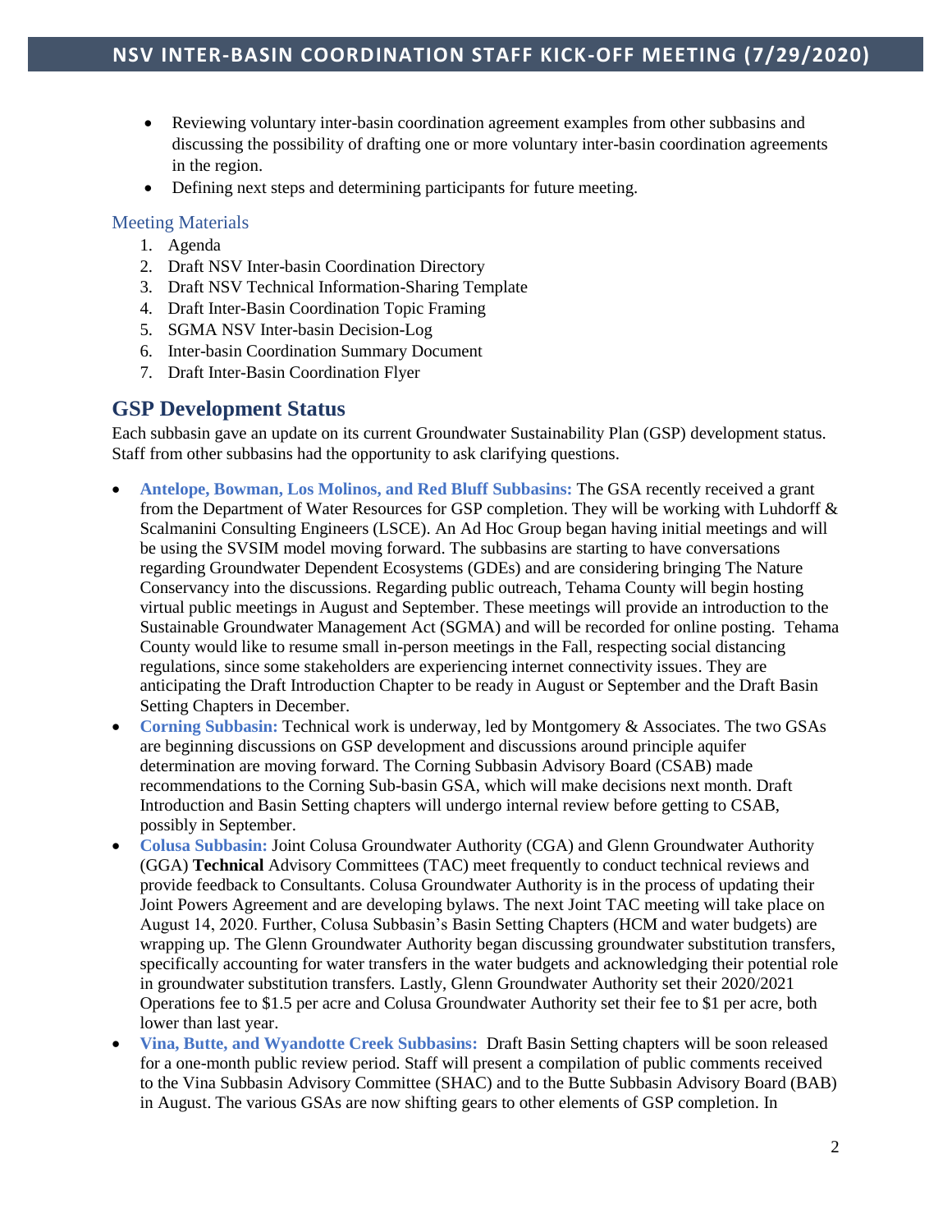- Reviewing voluntary inter-basin coordination agreement examples from other subbasins and discussing the possibility of drafting one or more voluntary inter-basin coordination agreements in the region.
- Defining next steps and determining participants for future meeting.

### Meeting Materials

1. Agenda
2. Draft NSV Inter-basin Coordination Directory
3. Draft NSV Technical Information-Sharing Template
4. Draft Inter-Basin Coordination Topic Framing
5. SGMA NSV Inter-basin Decision-Log
6. Inter-basin Coordination Summary Document
7. Draft Inter-Basin Coordination Flyer

## GSP Development Status

Each subbasin gave an update on its current Groundwater Sustainability Plan (GSP) development status. Staff from other subbasins had the opportunity to ask clarifying questions.

- **Antelope, Bowman, Los Molinos, and Red Bluff Subbasins:** The GSA recently received a grant from the Department of Water Resources for GSP completion. They will be working with Luhdorff & Scalmanini Consulting Engineers (LSCE). An Ad Hoc Group began having initial meetings and will be using the SVSIM model moving forward. The subbasins are starting to have conversations regarding Groundwater Dependent Ecosystems (GDEs) and are considering bringing The Nature Conservancy into the discussions. Regarding public outreach, Tehama County will begin hosting virtual public meetings in August and September. These meetings will provide an introduction to the Sustainable Groundwater Management Act (SGMA) and will be recorded for online posting. Tehama County would like to resume small in-person meetings in the Fall, respecting social distancing regulations, since some stakeholders are experiencing internet connectivity issues. They are anticipating the Draft Introduction Chapter to be ready in August or September and the Draft Basin Setting Chapters in December.
- **Corning Subbasin:** Technical work is underway, led by Montgomery & Associates. The two GSAs are beginning discussions on GSP development and discussions around principle aquifer determination are moving forward. The Corning Subbasin Advisory Board (CSAB) made recommendations to the Corning Sub-basin GSA, which will make decisions next month. Draft Introduction and Basin Setting chapters will undergo internal review before getting to CSAB, possibly in September.
- **Colusa Subbasin:** Joint Colusa Groundwater Authority (CGA) and Glenn Groundwater Authority (GGA) **Technical** Advisory Committees (TAC) meet frequently to conduct technical reviews and provide feedback to Consultants. Colusa Groundwater Authority is in the process of updating their Joint Powers Agreement and are developing bylaws. The next Joint TAC meeting will take place on August 14, 2020. Further, Colusa Subbasin's Basin Setting Chapters (HCM and water budgets) are wrapping up. The Glenn Groundwater Authority began discussing groundwater substitution transfers, specifically accounting for water transfers in the water budgets and acknowledging their potential role in groundwater substitution transfers. Lastly, Glenn Groundwater Authority set their 2020/2021 Operations fee to $1.5 per acre and Colusa Groundwater Authority set their fee to $1 per acre, both lower than last year.
- **Vina, Butte, and Wyandotte Creek Subbasins:** Draft Basin Setting chapters will be soon released for a one-month public review period. Staff will present a compilation of public comments received to the Vina Subbasin Advisory Committee (SHAC) and to the Butte Subbasin Advisory Board (BAB) in August. The various GSAs are now shifting gears to other elements of GSP completion. In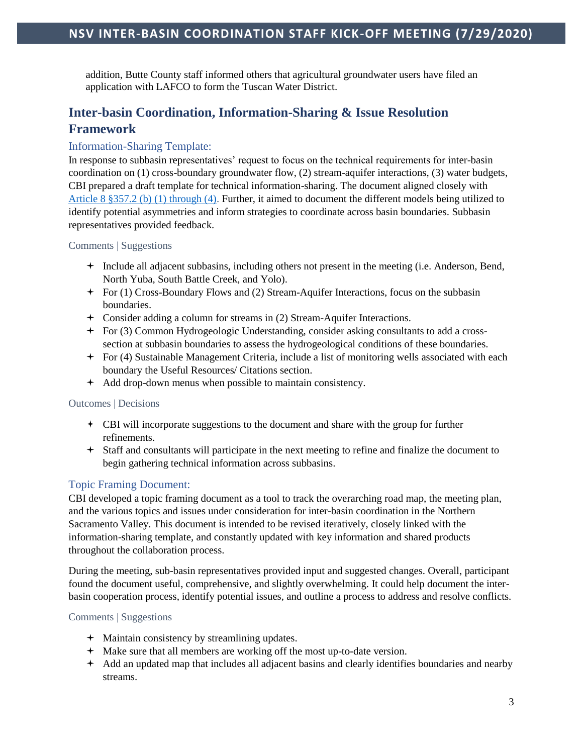addition, Butte County staff informed others that agricultural groundwater users have filed an application with LAFCO to form the Tuscan Water District.

## Inter-basin Coordination, Information-Sharing & Issue Resolution Framework

### Information-Sharing Template:

In response to subbasin representatives' request to focus on the technical requirements for inter-basin coordination on (1) cross-boundary groundwater flow, (2) stream-aquifer interactions, (3) water budgets, CBI prepared a draft template for technical information-sharing. The document aligned closely with Article 8 §357.2 (b) (1) through (4). Further, it aimed to document the different models being utilized to identify potential asymmetries and inform strategies to coordinate across basin boundaries. Subbasin representatives provided feedback.

#### Comments | Suggestions

- Include all adjacent subbasins, including others not present in the meeting (i.e. Anderson, Bend, North Yuba, South Battle Creek, and Yolo).
- For (1) Cross-Boundary Flows and (2) Stream-Aquifer Interactions, focus on the subbasin boundaries.
- Consider adding a column for streams in (2) Stream-Aquifer Interactions.
- For (3) Common Hydrogeologic Understanding, consider asking consultants to add a cross-section at subbasin boundaries to assess the hydrogeological conditions of these boundaries.
- For (4) Sustainable Management Criteria, include a list of monitoring wells associated with each boundary the Useful Resources/ Citations section.
- Add drop-down menus when possible to maintain consistency.

#### Outcomes | Decisions

- CBI will incorporate suggestions to the document and share with the group for further refinements.
- Staff and consultants will participate in the next meeting to refine and finalize the document to begin gathering technical information across subbasins.

### Topic Framing Document:

CBI developed a topic framing document as a tool to track the overarching road map, the meeting plan, and the various topics and issues under consideration for inter-basin coordination in the Northern Sacramento Valley. This document is intended to be revised iteratively, closely linked with the information-sharing template, and constantly updated with key information and shared products throughout the collaboration process.

During the meeting, sub-basin representatives provided input and suggested changes. Overall, participant found the document useful, comprehensive, and slightly overwhelming. It could help document the inter-basin cooperation process, identify potential issues, and outline a process to address and resolve conflicts.

#### Comments | Suggestions

- Maintain consistency by streamlining updates.
- Make sure that all members are working off the most up-to-date version.
- Add an updated map that includes all adjacent basins and clearly identifies boundaries and nearby streams.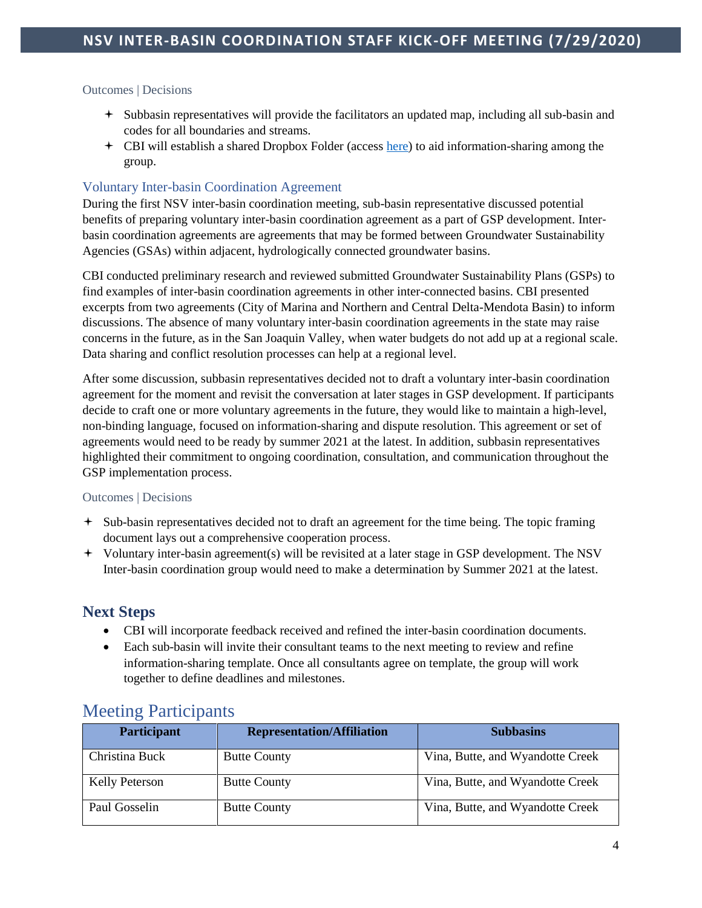#### Outcomes | Decisions

- Subbasin representatives will provide the facilitators an updated map, including all sub-basin and codes for all boundaries and streams.
- CBI will establish a shared Dropbox Folder (access here) to aid information-sharing among the group.

### Voluntary Inter-basin Coordination Agreement

During the first NSV inter-basin coordination meeting, sub-basin representative discussed potential benefits of preparing voluntary inter-basin coordination agreement as a part of GSP development. Inter-basin coordination agreements are agreements that may be formed between Groundwater Sustainability Agencies (GSAs) within adjacent, hydrologically connected groundwater basins.

CBI conducted preliminary research and reviewed submitted Groundwater Sustainability Plans (GSPs) to find examples of inter-basin coordination agreements in other inter-connected basins. CBI presented excerpts from two agreements (City of Marina and Northern and Central Delta-Mendota Basin) to inform discussions. The absence of many voluntary inter-basin coordination agreements in the state may raise concerns in the future, as in the San Joaquin Valley, when water budgets do not add up at a regional scale. Data sharing and conflict resolution processes can help at a regional level.

After some discussion, subbasin representatives decided not to draft a voluntary inter-basin coordination agreement for the moment and revisit the conversation at later stages in GSP development. If participants decide to craft one or more voluntary agreements in the future, they would like to maintain a high-level, non-binding language, focused on information-sharing and dispute resolution. This agreement or set of agreements would need to be ready by summer 2021 at the latest. In addition, subbasin representatives highlighted their commitment to ongoing coordination, consultation, and communication throughout the GSP implementation process.

#### Outcomes | Decisions

- Sub-basin representatives decided not to draft an agreement for the time being. The topic framing document lays out a comprehensive cooperation process.
- Voluntary inter-basin agreement(s) will be revisited at a later stage in GSP development. The NSV Inter-basin coordination group would need to make a determination by Summer 2021 at the latest.

## Next Steps

- CBI will incorporate feedback received and refined the inter-basin coordination documents.
- Each sub-basin will invite their consultant teams to the next meeting to review and refine information-sharing template. Once all consultants agree on template, the group will work together to define deadlines and milestones.

# Meeting Participants

| Participant | Representation/Affiliation | Subbasins |
|---|---|---|
| Christina Buck | Butte County | Vina, Butte, and Wyandotte Creek |
| Kelly Peterson | Butte County | Vina, Butte, and Wyandotte Creek |
| Paul Gosselin | Butte County | Vina, Butte, and Wyandotte Creek |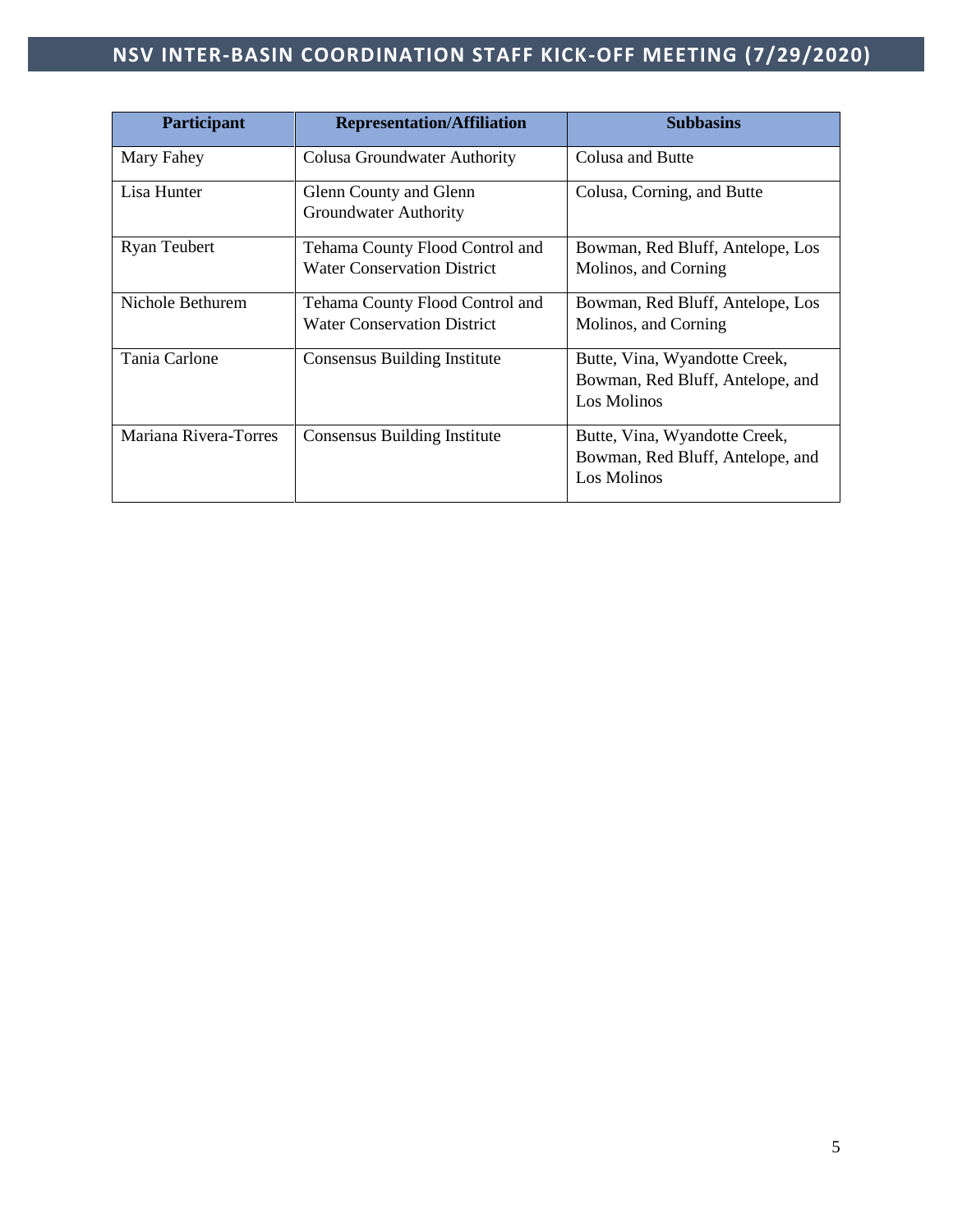| Participant | Representation/Affiliation | Subbasins |
|---|---|---|
| Mary Fahey | Colusa Groundwater Authority | Colusa and Butte |
| Lisa Hunter | Glenn County and Glenn Groundwater Authority | Colusa, Corning, and Butte |
| Ryan Teubert | Tehama County Flood Control and Water Conservation District | Bowman, Red Bluff, Antelope, Los Molinos, and Corning |
| Nichole Bethurem | Tehama County Flood Control and Water Conservation District | Bowman, Red Bluff, Antelope, Los Molinos, and Corning |
| Tania Carlone | Consensus Building Institute | Butte, Vina, Wyandotte Creek, Bowman, Red Bluff, Antelope, and Los Molinos |
| Mariana Rivera-Torres | Consensus Building Institute | Butte, Vina, Wyandotte Creek, Bowman, Red Bluff, Antelope, and Los Molinos |